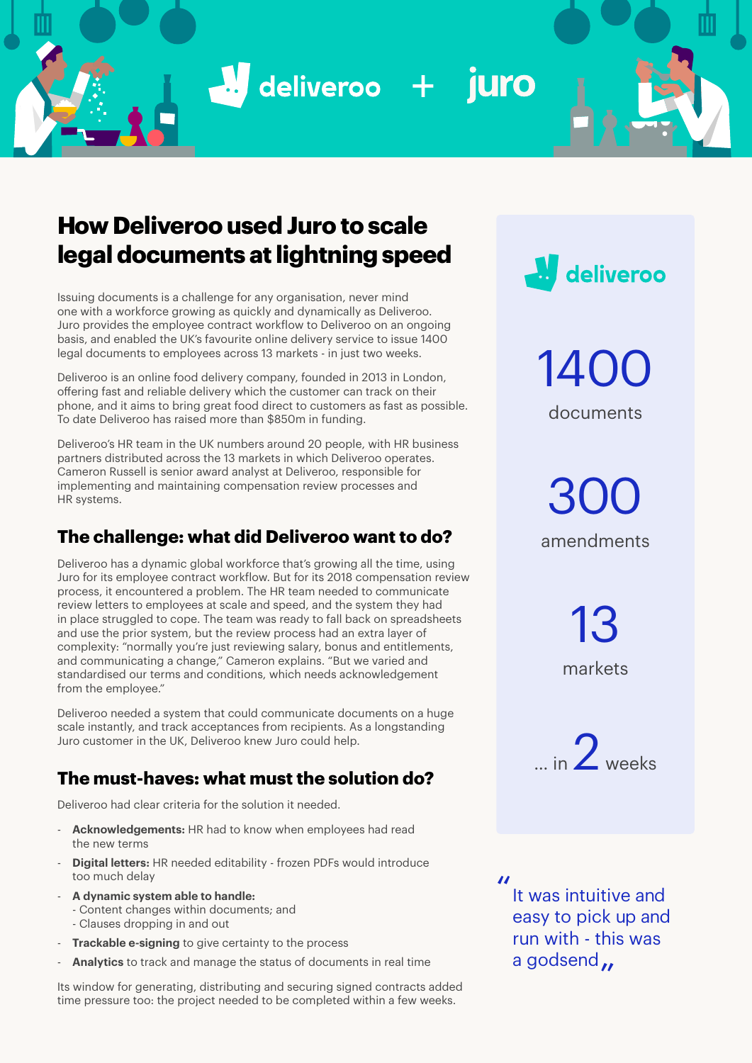deliveroo + juro

# How Deliveroo used Juro to scale legal documents at lightning speed

Issuing documents is a challenge for any organisation, never mind one with a workforce growing as quickly and dynamically as Deliveroo. Juro provides the employee contract workflow to Deliveroo on an ongoing basis, and enabled the UK's favourite online delivery service to issue 1400 legal documents to employees across 13 markets - in just two weeks.

Deliveroo is an online food delivery company, founded in 2013 in London, offering fast and reliable delivery which the customer can track on their phone, and it aims to bring great food direct to customers as fast as possible. To date Deliveroo has raised more than $850m in funding.

Deliveroo's HR team in the UK numbers around 20 people, with HR business partners distributed across the 13 markets in which Deliveroo operates. Cameron Russell is senior award analyst at Deliveroo, responsible for implementing and maintaining compensation review processes and HR systems.

## The challenge: what did Deliveroo want to do?

Deliveroo has a dynamic global workforce that's growing all the time, using Juro for its employee contract workflow. But for its 2018 compensation review process, it encountered a problem. The HR team needed to communicate review letters to employees at scale and speed, and the system they had in place struggled to cope. The team was ready to fall back on spreadsheets and use the prior system, but the review process had an extra layer of complexity: "normally you're just reviewing salary, bonus and entitlements, and communicating a change," Cameron explains. "But we varied and standardised our terms and conditions, which needs acknowledgement from the employee."

Deliveroo needed a system that could communicate documents on a huge scale instantly, and track acceptances from recipients. As a longstanding Juro customer in the UK, Deliveroo knew Juro could help.

## The must-haves: what must the solution do?

Deliveroo had clear criteria for the solution it needed.

- **Acknowledgements:** HR had to know when employees had read the new terms
- **Digital letters:** HR needed editability - frozen PDFs would introduce too much delay
- **A dynamic system able to handle:**
  - Content changes within documents; and
  - Clauses dropping in and out
- **Trackable e-signing** to give certainty to the process
- **Analytics** to track and manage the status of documents in real time

Its window for generating, distributing and securing signed contracts added time pressure too: the project needed to be completed within a few weeks.

deliveroo

**1400** documents

**300** amendments

**13** markets

... in **2** weeks

"It was intuitive and easy to pick up and run with - this was a godsend"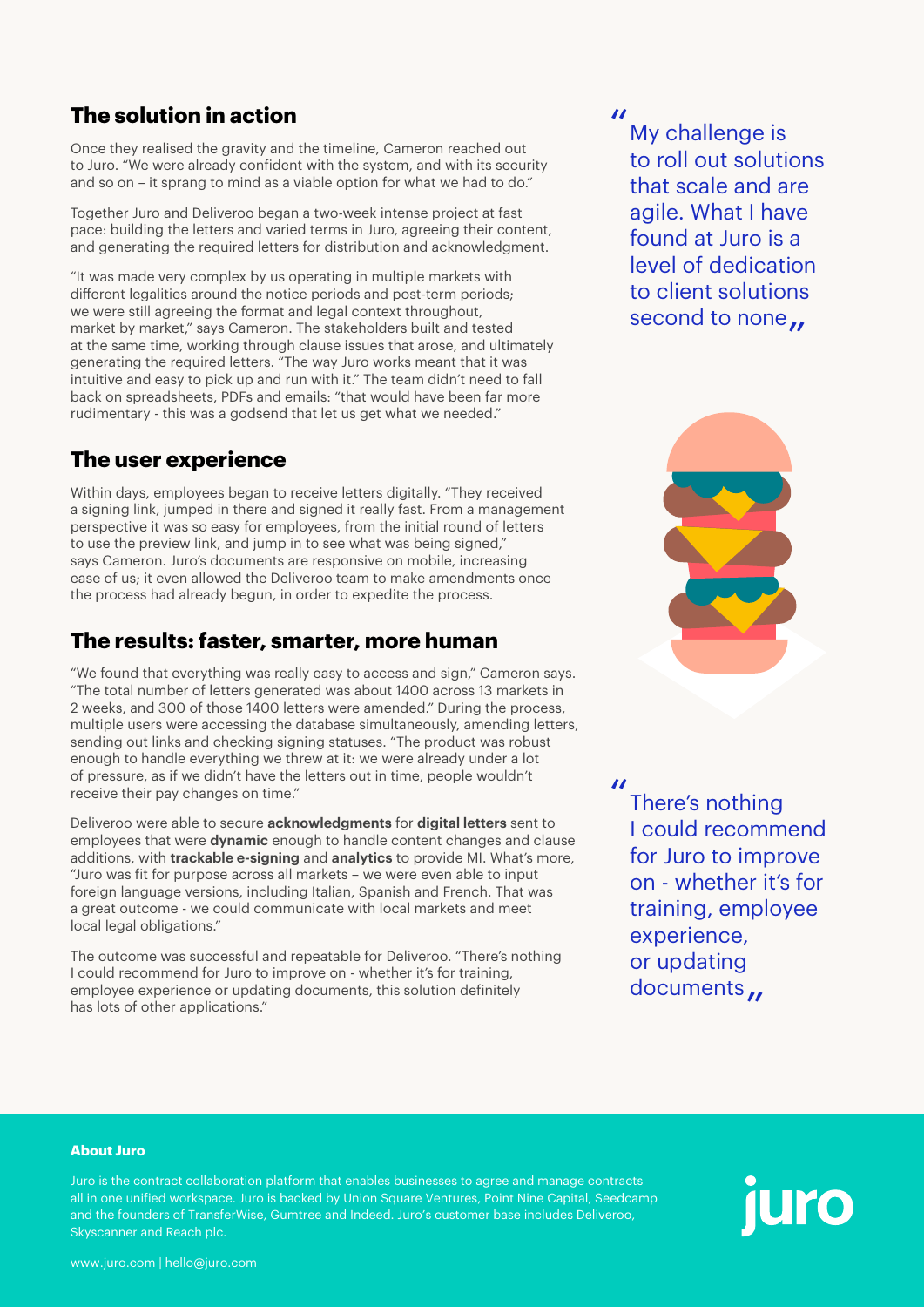## The solution in action

Once they realised the gravity and the timeline, Cameron reached out to Juro. "We were already confident with the system, and with its security and so on – it sprang to mind as a viable option for what we had to do."

Together Juro and Deliveroo began a two-week intense project at fast pace: building the letters and varied terms in Juro, agreeing their content, and generating the required letters for distribution and acknowledgment.

"It was made very complex by us operating in multiple markets with different legalities around the notice periods and post-term periods; we were still agreeing the format and legal context throughout, market by market," says Cameron. The stakeholders built and tested at the same time, working through clause issues that arose, and ultimately generating the required letters. "The way Juro works meant that it was intuitive and easy to pick up and run with it." The team didn't need to fall back on spreadsheets, PDFs and emails: "that would have been far more rudimentary - this was a godsend that let us get what we needed."

## The user experience

Within days, employees began to receive letters digitally. "They received a signing link, jumped in there and signed it really fast. From a management perspective it was so easy for employees, from the initial round of letters to use the preview link, and jump in to see what was being signed," says Cameron. Juro's documents are responsive on mobile, increasing ease of us; it even allowed the Deliveroo team to make amendments once the process had already begun, in order to expedite the process.

## The results: faster, smarter, more human

"We found that everything was really easy to access and sign," Cameron says. "The total number of letters generated was about 1400 across 13 markets in 2 weeks, and 300 of those 1400 letters were amended." During the process, multiple users were accessing the database simultaneously, amending letters, sending out links and checking signing statuses. "The product was robust enough to handle everything we threw at it: we were already under a lot of pressure, as if we didn't have the letters out in time, people wouldn't receive their pay changes on time."

Deliveroo were able to secure **acknowledgments** for **digital letters** sent to employees that were **dynamic** enough to handle content changes and clause additions, with **trackable e-signing** and **analytics** to provide MI. What's more, "Juro was fit for purpose across all markets – we were even able to input foreign language versions, including Italian, Spanish and French. That was a great outcome - we could communicate with local markets and meet local legal obligations."

The outcome was successful and repeatable for Deliveroo. "There's nothing I could recommend for Juro to improve on - whether it's for training, employee experience or updating documents, this solution definitely has lots of other applications."

> "My challenge is to roll out solutions that scale and are agile. What I have found at Juro is a level of dedication to client solutions second to none"

> "There's nothing I could recommend for Juro to improve on - whether it's for training, employee experience, or updating documents"

**About Juro**

Juro is the contract collaboration platform that enables businesses to agree and manage contracts all in one unified workspace. Juro is backed by Union Square Ventures, Point Nine Capital, Seedcamp and the founders of TransferWise, Gumtree and Indeed. Juro's customer base includes Deliveroo, Skyscanner and Reach plc.

www.juro.com | hello@juro.com

juro